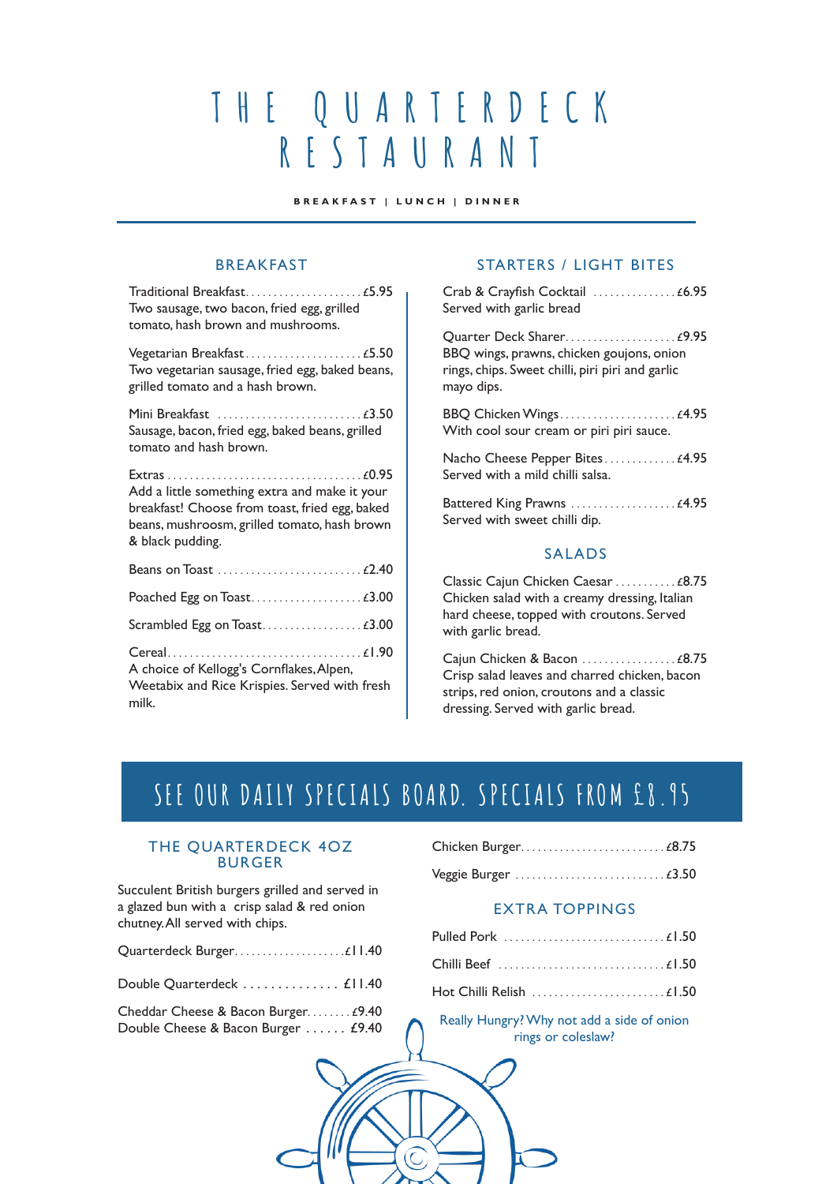# THE QUARTERDECK RESTAURANT

**BREAKFAST | LUNCH | DINNER**

## BREAKFAST

Traditional Breakfast.................... £5.95
Two sausage, two bacon, fried egg, grilled tomato, hash brown and mushrooms.

Vegetarian Breakfast.................... £5.50
Two vegetarian sausage, fried egg, baked beans, grilled tomato and a hash brown.

Mini Breakfast .......................... £3.50
Sausage, bacon, fried egg, baked beans, grilled tomato and hash brown.

Extras .................................. £0.95
Add a little something extra and make it your breakfast! Choose from toast, fried egg, baked beans, mushroosm, grilled tomato, hash brown & black pudding.

Beans on Toast .......................... £2.40

Poached Egg on Toast.................... £3.00

Scrambled Egg on Toast.................. £3.00

Cereal.................................. £1.90
A choice of Kellogg's Cornflakes, Alpen, Weetabix and Rice Krispies. Served with fresh milk.

## STARTERS / LIGHT BITES

Crab & Crayfish Cocktail ............... £6.95
Served with garlic bread

Quarter Deck Sharer.................... £9.95
BBQ wings, prawns, chicken goujons, onion rings, chips. Sweet chilli, piri piri and garlic mayo dips.

BBQ Chicken Wings..................... £4.95
With cool sour cream or piri piri sauce.

Nacho Cheese Pepper Bites............. £4.95
Served with a mild chilli salsa.

Battered King Prawns ................... £4.95
Served with sweet chilli dip.

## SALADS

Classic Cajun Chicken Caesar ........... £8.75
Chicken salad with a creamy dressing, Italian hard cheese, topped with croutons. Served with garlic bread.

Cajun Chicken & Bacon ................. £8.75
Crisp salad leaves and charred chicken, bacon strips, red onion, croutons and a classic dressing. Served with garlic bread.

**SEE OUR DAILY SPECIALS BOARD. SPECIALS FROM £8.95**

## THE QUARTERDECK 4OZ BURGER

Succulent British burgers grilled and served in a glazed bun with a crisp salad & red onion chutney. All served with chips.

Quarterdeck Burger.................... £11.40

Double Quarterdeck .............. £11.40

Cheddar Cheese & Bacon Burger......... £9.40
Double Cheese & Bacon Burger ...... £9.40

Chicken Burger.......................... £8.75

Veggie Burger ........................... £3.50

## EXTRA TOPPINGS

Pulled Pork ............................. £1.50

Chilli Beef .............................. £1.50

Hot Chilli Relish ........................ £1.50

Really Hungry? Why not add a side of onion rings or coleslaw?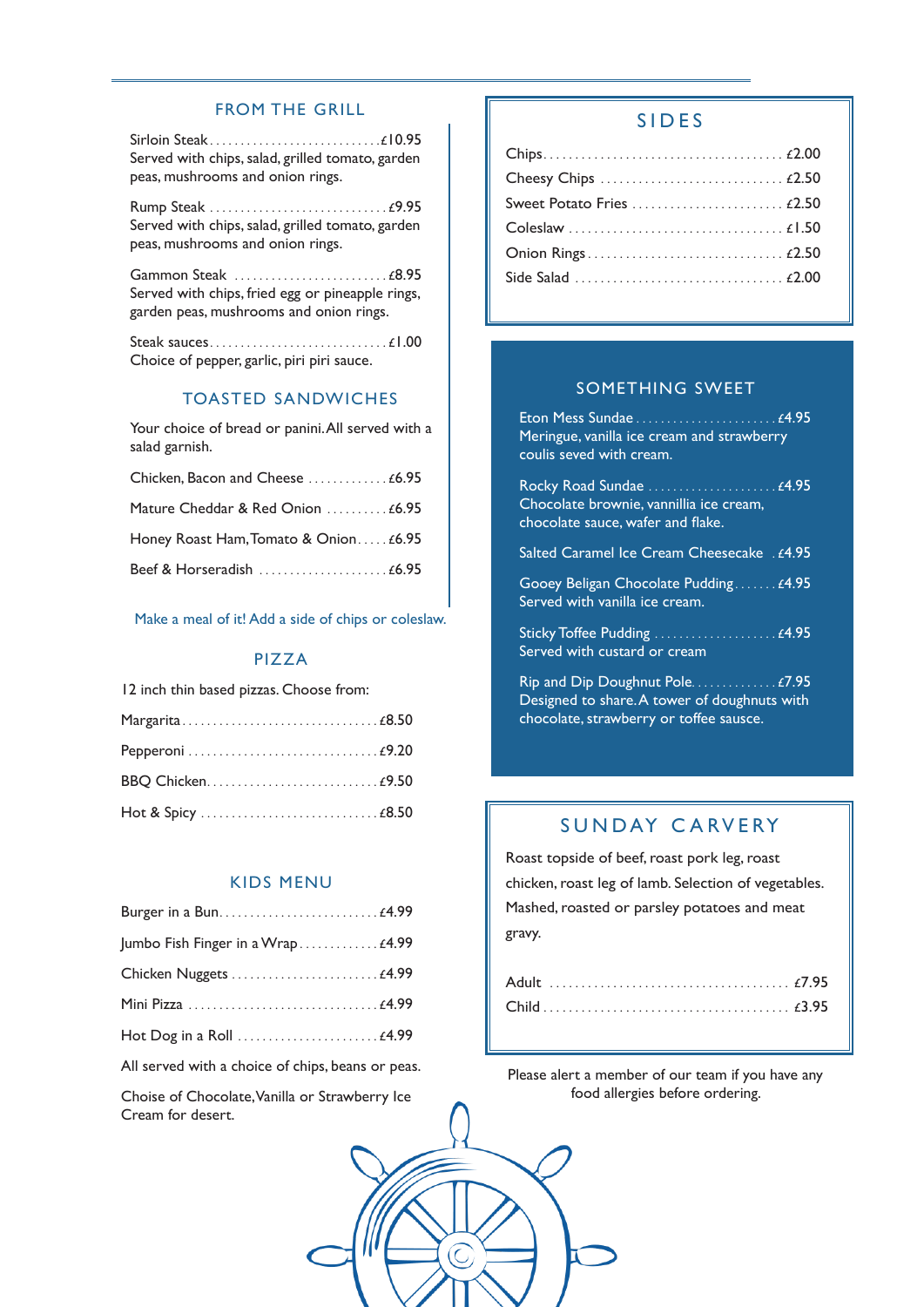## FROM THE GRILL

Sirloin Steak............................£10.95
Served with chips, salad, grilled tomato, garden peas, mushrooms and onion rings.

Rump Steak.............................£9.95
Served with chips, salad, grilled tomato, garden peas, mushrooms and onion rings.

Gammon Steak .........................£8.95
Served with chips, fried egg or pineapple rings, garden peas, mushrooms and onion rings.

Steak sauces.............................£1.00
Choice of pepper, garlic, piri piri sauce.

## TOASTED SANDWICHES

Your choice of bread or panini. All served with a salad garnish.

Chicken, Bacon and Cheese .............£6.95

Mature Cheddar & Red Onion ..........£6.95

Honey Roast Ham, Tomato & Onion.....£6.95

Beef & Horseradish .....................£6.95

Make a meal of it! Add a side of chips or coleslaw.

## PIZZA

12 inch thin based pizzas. Choose from:

Margarita................................£8.50

Pepperoni ...............................£9.20

BBQ Chicken.............................£9.50

Hot & Spicy .............................£8.50

## KIDS MENU

Burger in a Bun..........................£4.99

Jumbo Fish Finger in a Wrap............£4.99

Chicken Nuggets ........................£4.99

Mini Pizza ...............................£4.99

Hot Dog in a Roll .......................£4.99

All served with a choice of chips, beans or peas.

Choise of Chocolate, Vanilla or Strawberry Ice Cream for desert.

## SIDES

Chips.....................................£2.00

Cheesy Chips .............................£2.50

Sweet Potato Fries .......................£2.50

Coleslaw .................................£1.50

Onion Rings...............................£2.50

Side Salad ................................£2.00

## SOMETHING SWEET

Eton Mess Sundae.......................£4.95
Meringue, vanilla ice cream and strawberry coulis seved with cream.

Rocky Road Sundae .....................£4.95
Chocolate brownie, vannillia ice cream, chocolate sauce, wafer and flake.

Salted Caramel Ice Cream Cheesecake .£4.95

Gooey Beligan Chocolate Pudding.......£4.95
Served with vanilla ice cream.

Sticky Toffee Pudding ....................£4.95
Served with custard or cream

Rip and Dip Doughnut Pole..............£7.95
Designed to share. A tower of doughnuts with chocolate, strawberry or toffee sausce.

## SUNDAY CARVERY

Roast topside of beef, roast pork leg, roast chicken, roast leg of lamb. Selection of vegetables. Mashed, roasted or parsley potatoes and meat gravy.

Adult ......................................£7.95

Child.......................................£3.95

Please alert a member of our team if you have any food allergies before ordering.